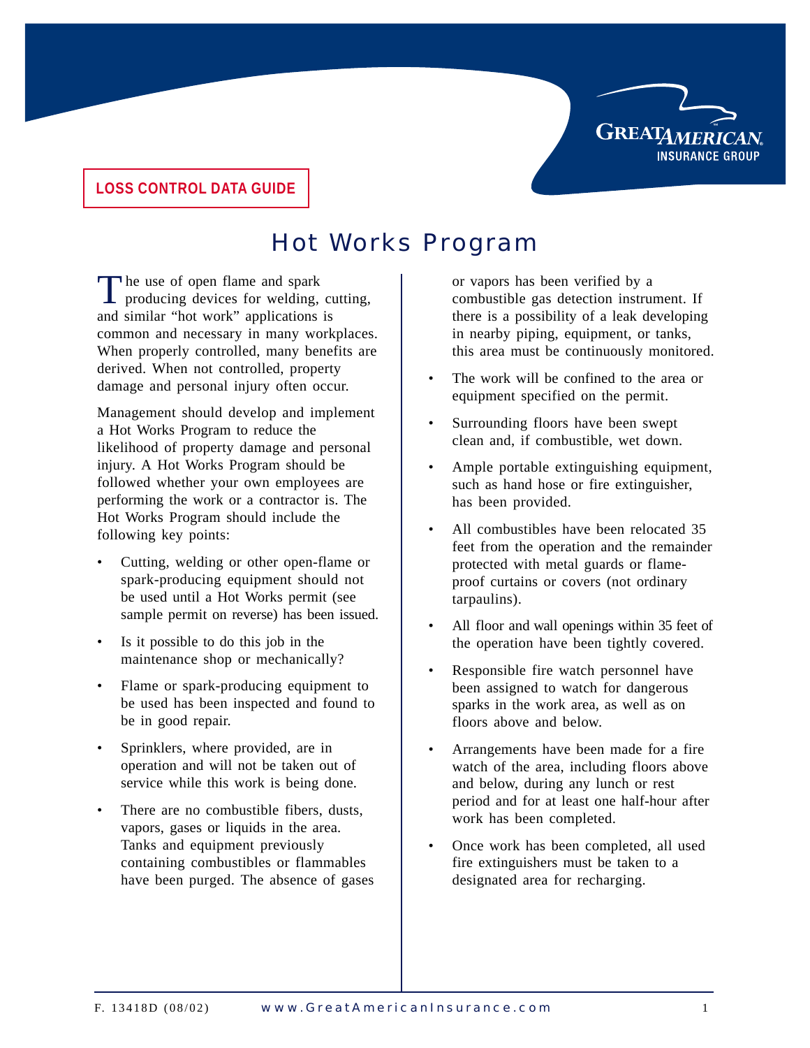LOSS CONTROL DATA GUIDE

# Hot Works Program

The use of open flame and spark producing devices for welding, cutting, and similar "hot work" applications is common and necessary in many workplaces. When properly controlled, many benefits are derived. When not controlled, property damage and personal injury often occur.

Management should develop and implement a Hot Works Program to reduce the likelihood of property damage and personal injury. A Hot Works Program should be followed whether your own employees are performing the work or a contractor is. The Hot Works Program should include the following key points:

- Cutting, welding or other open-flame or spark-producing equipment should not be used until a Hot Works permit (see sample permit on reverse) has been issued.
- Is it possible to do this job in the maintenance shop or mechanically?
- Flame or spark-producing equipment to be used has been inspected and found to be in good repair.
- Sprinklers, where provided, are in operation and will not be taken out of service while this work is being done.
- There are no combustible fibers, dusts, vapors, gases or liquids in the area. Tanks and equipment previously containing combustibles or flammables have been purged. The absence of gases or vapors has been verified by a combustible gas detection instrument. If there is a possibility of a leak developing in nearby piping, equipment, or tanks, this area must be continuously monitored.
- The work will be confined to the area or equipment specified on the permit.
- Surrounding floors have been swept clean and, if combustible, wet down.
- Ample portable extinguishing equipment, such as hand hose or fire extinguisher, has been provided.
- All combustibles have been relocated 35 feet from the operation and the remainder protected with metal guards or flame-proof curtains or covers (not ordinary tarpaulins).
- All floor and wall openings within 35 feet of the operation have been tightly covered.
- Responsible fire watch personnel have been assigned to watch for dangerous sparks in the work area, as well as on floors above and below.
- Arrangements have been made for a fire watch of the area, including floors above and below, during any lunch or rest period and for at least one half-hour after work has been completed.
- Once work has been completed, all used fire extinguishers must be taken to a designated area for recharging.

F. 13418D (08/02) www.GreatAmericanInsurance.com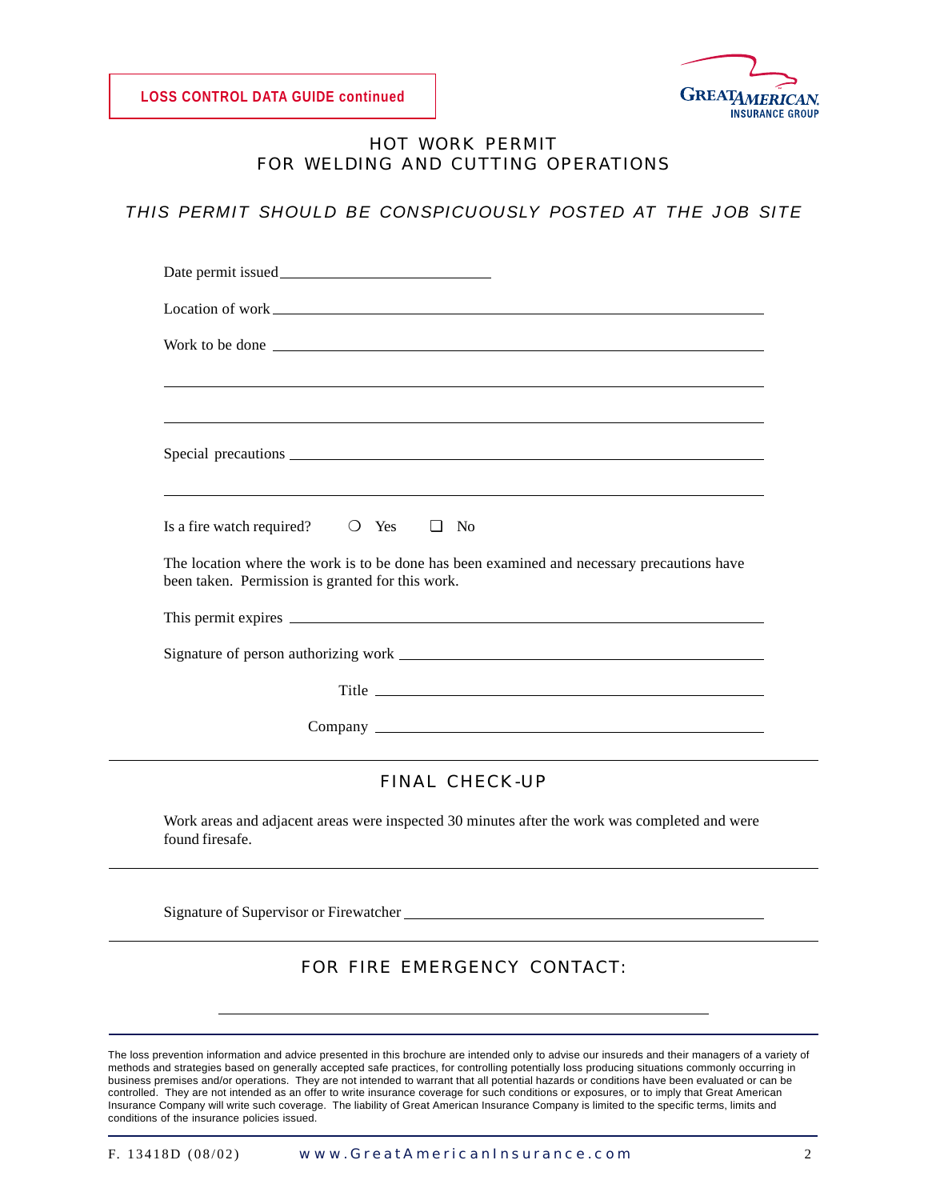LOSS CONTROL DATA GUIDE continued

# HOT WORK PERMIT
# FOR WELDING AND CUTTING OPERATIONS

*THIS PERMIT SHOULD BE CONSPICUOUSLY POSTED AT THE JOB SITE*

Date permit issued ______________________

Location of work ______________________________________________

Work to be done ______________________________________________

______________________________________________

______________________________________________

Special precautions ______________________________________________

______________________________________________

Is a fire watch required? ○ Yes ❑ No

The location where the work is to be done has been examined and necessary precautions have been taken. Permission is granted for this work.

This permit expires ______________________________________________

Signature of person authorizing work ______________________________

Title ______________________________

Company ______________________________

## FINAL CHECK-UP

Work areas and adjacent areas were inspected 30 minutes after the work was completed and were found firesafe.

Signature of Supervisor or Firewatcher ______________________________

## FOR FIRE EMERGENCY CONTACT:

______________________________________________

The loss prevention information and advice presented in this brochure are intended only to advise our insureds and their managers of a variety of methods and strategies based on generally accepted safe practices, for controlling potentially loss producing situations commonly occurring in business premises and/or operations. They are not intended to warrant that all potential hazards or conditions have been evaluated or can be controlled. They are not intended as an offer to write insurance coverage for such conditions or exposures, or to imply that Great American Insurance Company will write such coverage. The liability of Great American Insurance Company is limited to the specific terms, limits and conditions of the insurance policies issued.

F. 13418D (08/02) www.GreatAmericanInsurance.com